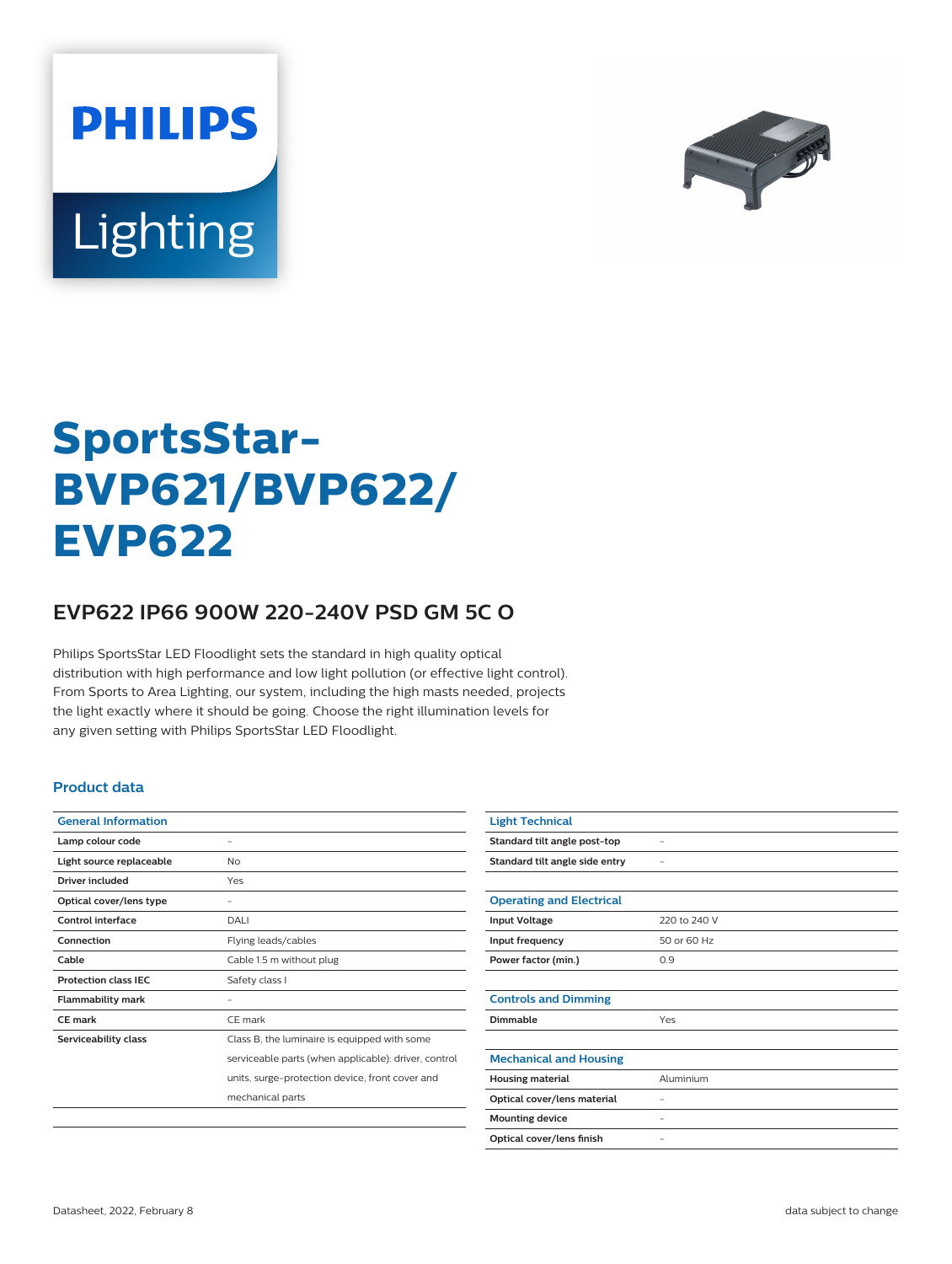# SportsStar-BVP621/BVP622/EVP622

## EVP622 IP66 900W 220-240V PSD GM 5C O

Philips SportsStar LED Floodlight sets the standard in high quality optical distribution with high performance and low light pollution (or effective light control). From Sports to Area Lighting, our system, including the high masts needed, projects the light exactly where it should be going. Choose the right illumination levels for any given setting with Philips SportsStar LED Floodlight.

### Product data

| General Information | |
|---|---|
| Lamp colour code | - |
| Light source replaceable | No |
| Driver included | Yes |
| Optical cover/lens type | - |
| Control interface | DALI |
| Connection | Flying leads/cables |
| Cable | Cable 1.5 m without plug |
| Protection class IEC | Safety class I |
| Flammability mark | - |
| CE mark | CE mark |
| Serviceability class | Class B, the luminaire is equipped with some serviceable parts (when applicable): driver, control units, surge-protection device, front cover and mechanical parts |

| Light Technical | |
|---|---|
| Standard tilt angle post-top | - |
| Standard tilt angle side entry | - |

| Operating and Electrical | |
|---|---|
| Input Voltage | 220 to 240 V |
| Input frequency | 50 or 60 Hz |
| Power factor (min.) | 0.9 |

| Controls and Dimming | |
|---|---|
| Dimmable | Yes |

| Mechanical and Housing | |
|---|---|
| Housing material | Aluminium |
| Optical cover/lens material | - |
| Mounting device | - |
| Optical cover/lens finish | - |

Datasheet, 2022, February 8

data subject to change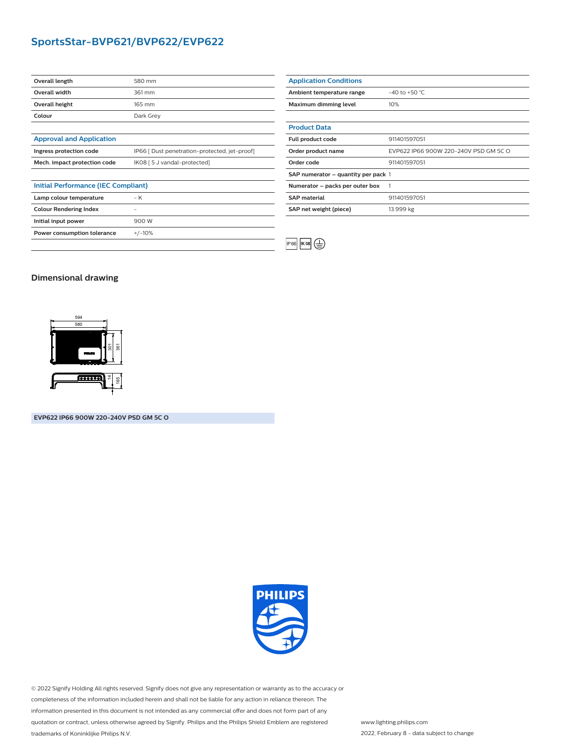## SportsStar-BVP621/BVP622/EVP622

| | |
|---|---|
| Overall length | 580 mm |
| Overall width | 361 mm |
| Overall height | 165 mm |
| Colour | Dark Grey |

### Approval and Application

| | |
|---|---|
| Ingress protection code | IP66 [ Dust penetration-protected, jet-proof] |
| Mech. impact protection code | IK08 [ 5 J vandal-protected] |

### Initial Performance (IEC Compliant)

| | |
|---|---|
| Lamp colour temperature | - K |
| Colour Rendering Index | - |
| Initial input power | 900 W |
| Power consumption tolerance | +/-10% |

### Application Conditions

| | |
|---|---|
| Ambient temperature range | -40 to +50 °C |
| Maximum dimming level | 10% |

### Product Data

| | |
|---|---|
| Full product code | 911401597051 |
| Order product name | EVP622 IP66 900W 220-240V PSD GM 5C O |
| Order code | 911401597051 |
| SAP numerator – quantity per pack | 1 |
| Numerator – packs per outer box | 1 |
| SAP material | 911401597051 |
| SAP net weight (piece) | 13.999 kg |

IP66 IK08

## Dimensional drawing

594
580
301
361
14
165

**EVP622 IP66 900W 220-240V PSD GM 5C O**

© 2022 Signify Holding All rights reserved. Signify does not give any representation or warranty as to the accuracy or completeness of the information included herein and shall not be liable for any action in reliance thereon. The information presented in this document is not intended as any commercial offer and does not form part of any quotation or contract, unless otherwise agreed by Signify. Philips and the Philips Shield Emblem are registered trademarks of Koninklijke Philips N.V.

www.lighting.philips.com

2022, February 8 - data subject to change